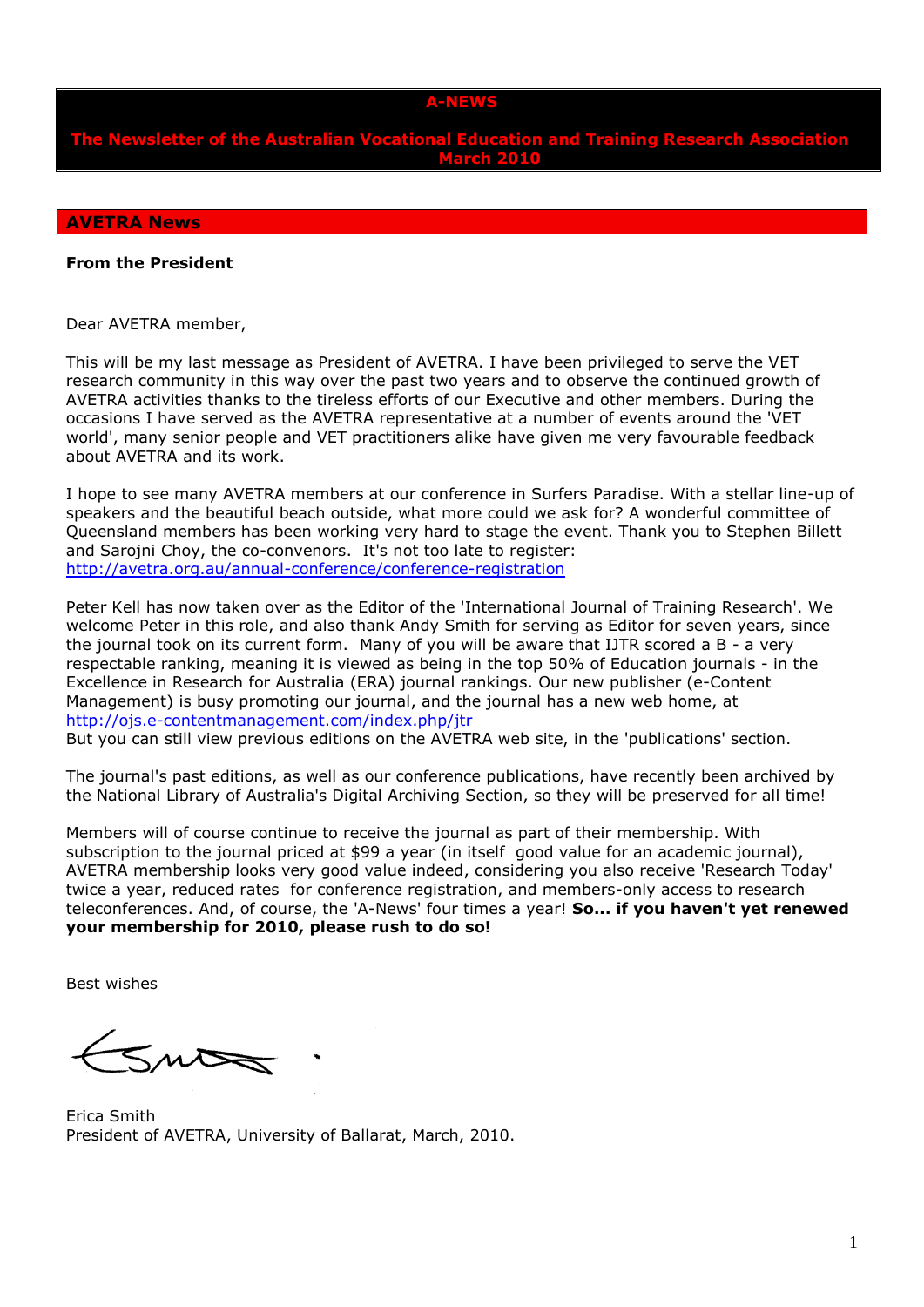# A-NEWS

**The Newsletter of the Australian Vocational Education and Training Research Association**
**March 2010**

## AVETRA News

### From the President

Dear AVETRA member,

This will be my last message as President of AVETRA. I have been privileged to serve the VET research community in this way over the past two years and to observe the continued growth of AVETRA activities thanks to the tireless efforts of our Executive and other members. During the occasions I have served as the AVETRA representative at a number of events around the 'VET world', many senior people and VET practitioners alike have given me very favourable feedback about AVETRA and its work.

I hope to see many AVETRA members at our conference in Surfers Paradise. With a stellar line-up of speakers and the beautiful beach outside, what more could we ask for? A wonderful committee of Queensland members has been working very hard to stage the event. Thank you to Stephen Billett and Sarojni Choy, the co-convenors. It's not too late to register: http://avetra.org.au/annual-conference/conference-registration

Peter Kell has now taken over as the Editor of the 'International Journal of Training Research'. We welcome Peter in this role, and also thank Andy Smith for serving as Editor for seven years, since the journal took on its current form. Many of you will be aware that IJTR scored a B - a very respectable ranking, meaning it is viewed as being in the top 50% of Education journals - in the Excellence in Research for Australia (ERA) journal rankings. Our new publisher (e-Content Management) is busy promoting our journal, and the journal has a new web home, at http://ojs.e-contentmanagement.com/index.php/jtr
But you can still view previous editions on the AVETRA web site, in the 'publications' section.

The journal's past editions, as well as our conference publications, have recently been archived by the National Library of Australia's Digital Archiving Section, so they will be preserved for all time!

Members will of course continue to receive the journal as part of their membership. With subscription to the journal priced at $99 a year (in itself good value for an academic journal), AVETRA membership looks very good value indeed, considering you also receive 'Research Today' twice a year, reduced rates for conference registration, and members-only access to research teleconferences. And, of course, the 'A-News' four times a year! **So... if you haven't yet renewed your membership for 2010, please rush to do so!**

Best wishes

Erica Smith
President of AVETRA, University of Ballarat, March, 2010.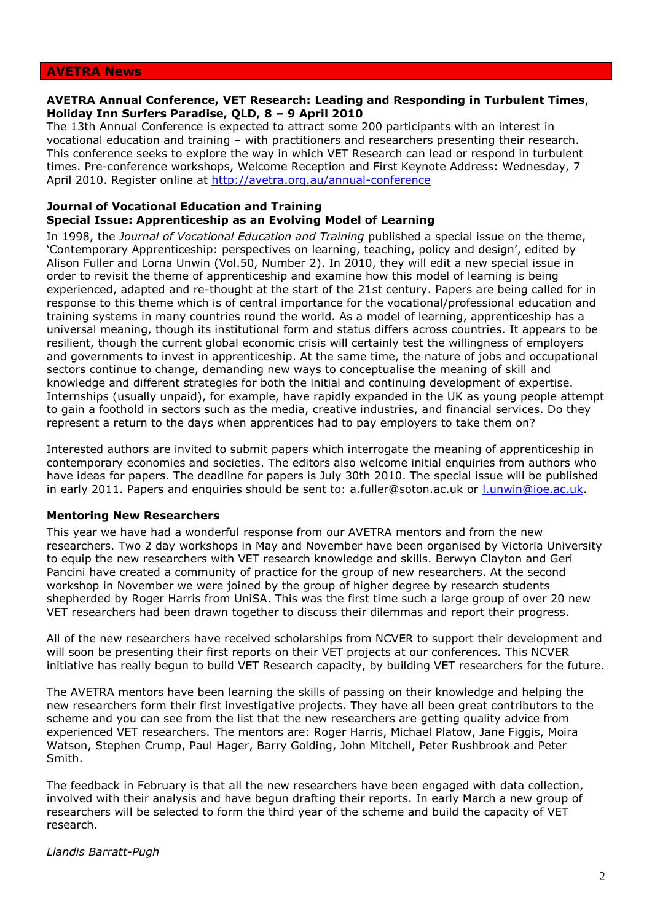## AVETRA News

**AVETRA Annual Conference, VET Research: Leading and Responding in Turbulent Times, Holiday Inn Surfers Paradise, QLD, 8 – 9 April 2010**

The 13th Annual Conference is expected to attract some 200 participants with an interest in vocational education and training – with practitioners and researchers presenting their research. This conference seeks to explore the way in which VET Research can lead or respond in turbulent times. Pre-conference workshops, Welcome Reception and First Keynote Address: Wednesday, 7 April 2010. Register online at http://avetra.org.au/annual-conference

**Journal of Vocational Education and Training**
**Special Issue: Apprenticeship as an Evolving Model of Learning**

In 1998, the *Journal of Vocational Education and Training* published a special issue on the theme, 'Contemporary Apprenticeship: perspectives on learning, teaching, policy and design', edited by Alison Fuller and Lorna Unwin (Vol.50, Number 2). In 2010, they will edit a new special issue in order to revisit the theme of apprenticeship and examine how this model of learning is being experienced, adapted and re-thought at the start of the 21st century. Papers are being called for in response to this theme which is of central importance for the vocational/professional education and training systems in many countries round the world. As a model of learning, apprenticeship has a universal meaning, though its institutional form and status differs across countries. It appears to be resilient, though the current global economic crisis will certainly test the willingness of employers and governments to invest in apprenticeship. At the same time, the nature of jobs and occupational sectors continue to change, demanding new ways to conceptualise the meaning of skill and knowledge and different strategies for both the initial and continuing development of expertise. Internships (usually unpaid), for example, have rapidly expanded in the UK as young people attempt to gain a foothold in sectors such as the media, creative industries, and financial services. Do they represent a return to the days when apprentices had to pay employers to take them on?

Interested authors are invited to submit papers which interrogate the meaning of apprenticeship in contemporary economies and societies. The editors also welcome initial enquiries from authors who have ideas for papers. The deadline for papers is July 30th 2010. The special issue will be published in early 2011. Papers and enquiries should be sent to: a.fuller@soton.ac.uk or l.unwin@ioe.ac.uk.

**Mentoring New Researchers**

This year we have had a wonderful response from our AVETRA mentors and from the new researchers. Two 2 day workshops in May and November have been organised by Victoria University to equip the new researchers with VET research knowledge and skills. Berwyn Clayton and Geri Pancini have created a community of practice for the group of new researchers. At the second workshop in November we were joined by the group of higher degree by research students shepherded by Roger Harris from UniSA. This was the first time such a large group of over 20 new VET researchers had been drawn together to discuss their dilemmas and report their progress.

All of the new researchers have received scholarships from NCVER to support their development and will soon be presenting their first reports on their VET projects at our conferences. This NCVER initiative has really begun to build VET Research capacity, by building VET researchers for the future.

The AVETRA mentors have been learning the skills of passing on their knowledge and helping the new researchers form their first investigative projects. They have all been great contributors to the scheme and you can see from the list that the new researchers are getting quality advice from experienced VET researchers. The mentors are: Roger Harris, Michael Platow, Jane Figgis, Moira Watson, Stephen Crump, Paul Hager, Barry Golding, John Mitchell, Peter Rushbrook and Peter Smith.

The feedback in February is that all the new researchers have been engaged with data collection, involved with their analysis and have begun drafting their reports. In early March a new group of researchers will be selected to form the third year of the scheme and build the capacity of VET research.

*Llandis Barratt-Pugh*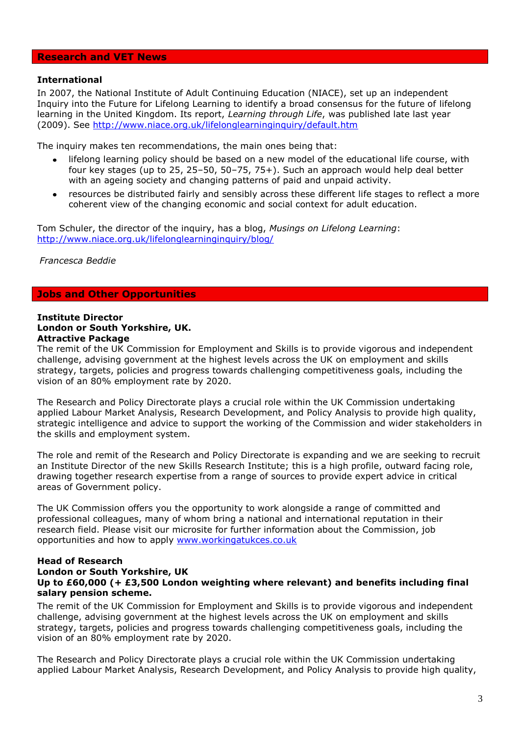## Research and VET News

**International**

In 2007, the National Institute of Adult Continuing Education (NIACE), set up an independent Inquiry into the Future for Lifelong Learning to identify a broad consensus for the future of lifelong learning in the United Kingdom. Its report, *Learning through Life*, was published late last year (2009). See http://www.niace.org.uk/lifelonglearninginquiry/default.htm

The inquiry makes ten recommendations, the main ones being that:

- lifelong learning policy should be based on a new model of the educational life course, with four key stages (up to 25, 25–50, 50–75, 75+). Such an approach would help deal better with an ageing society and changing patterns of paid and unpaid activity.
- resources be distributed fairly and sensibly across these different life stages to reflect a more coherent view of the changing economic and social context for adult education.

Tom Schuler, the director of the inquiry, has a blog, *Musings on Lifelong Learning*: http://www.niace.org.uk/lifelonglearninginquiry/blog/

*Francesca Beddie*

## Jobs and Other Opportunities

**Institute Director**
**London or South Yorkshire, UK.**
**Attractive Package**

The remit of the UK Commission for Employment and Skills is to provide vigorous and independent challenge, advising government at the highest levels across the UK on employment and skills strategy, targets, policies and progress towards challenging competitiveness goals, including the vision of an 80% employment rate by 2020.

The Research and Policy Directorate plays a crucial role within the UK Commission undertaking applied Labour Market Analysis, Research Development, and Policy Analysis to provide high quality, strategic intelligence and advice to support the working of the Commission and wider stakeholders in the skills and employment system.

The role and remit of the Research and Policy Directorate is expanding and we are seeking to recruit an Institute Director of the new Skills Research Institute; this is a high profile, outward facing role, drawing together research expertise from a range of sources to provide expert advice in critical areas of Government policy.

The UK Commission offers you the opportunity to work alongside a range of committed and professional colleagues, many of whom bring a national and international reputation in their research field. Please visit our microsite for further information about the Commission, job opportunities and how to apply www.workingatukces.co.uk

**Head of Research**
**London or South Yorkshire, UK**
**Up to £60,000 (+ £3,500 London weighting where relevant) and benefits including final salary pension scheme.**

The remit of the UK Commission for Employment and Skills is to provide vigorous and independent challenge, advising government at the highest levels across the UK on employment and skills strategy, targets, policies and progress towards challenging competitiveness goals, including the vision of an 80% employment rate by 2020.

The Research and Policy Directorate plays a crucial role within the UK Commission undertaking applied Labour Market Analysis, Research Development, and Policy Analysis to provide high quality,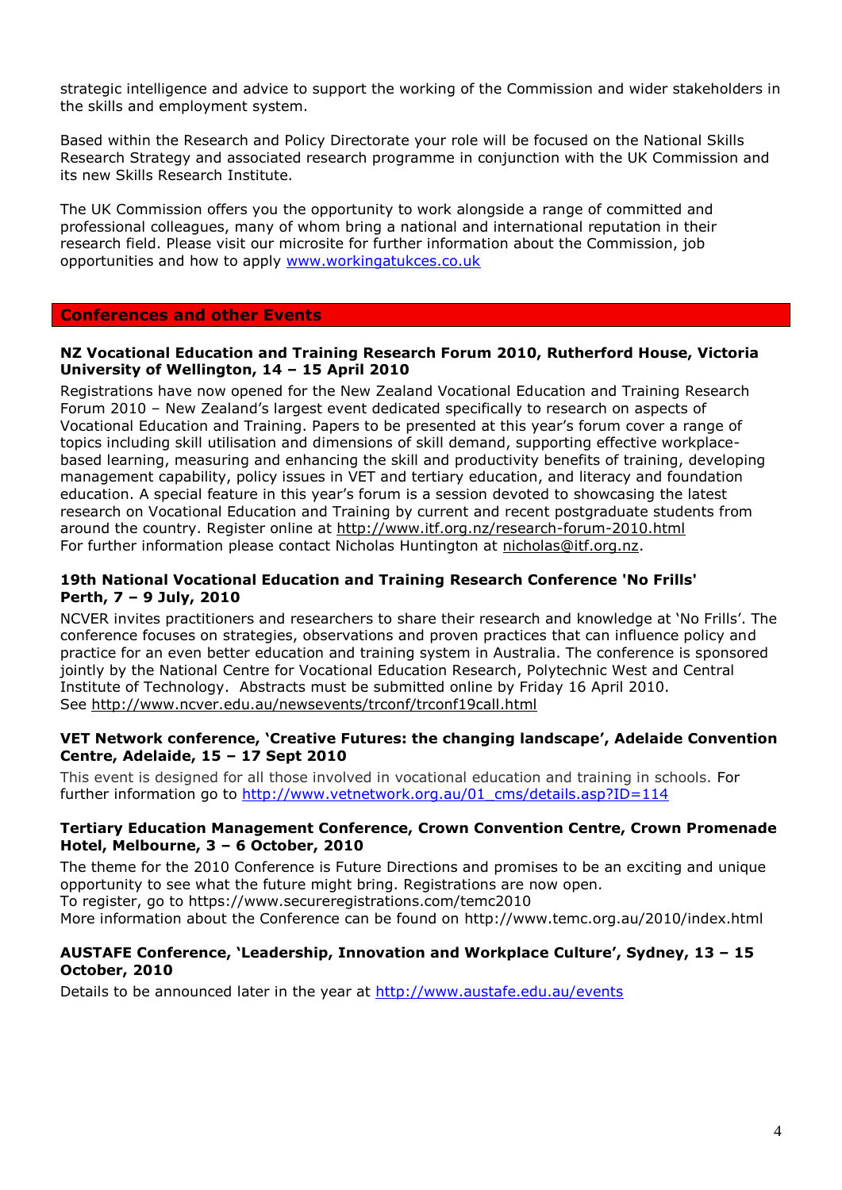strategic intelligence and advice to support the working of the Commission and wider stakeholders in the skills and employment system.

Based within the Research and Policy Directorate your role will be focused on the National Skills Research Strategy and associated research programme in conjunction with the UK Commission and its new Skills Research Institute.

The UK Commission offers you the opportunity to work alongside a range of committed and professional colleagues, many of whom bring a national and international reputation in their research field. Please visit our microsite for further information about the Commission, job opportunities and how to apply www.workingatukces.co.uk

## Conferences and other Events

**NZ Vocational Education and Training Research Forum 2010, Rutherford House, Victoria University of Wellington, 14 – 15 April 2010**

Registrations have now opened for the New Zealand Vocational Education and Training Research Forum 2010 – New Zealand's largest event dedicated specifically to research on aspects of Vocational Education and Training. Papers to be presented at this year's forum cover a range of topics including skill utilisation and dimensions of skill demand, supporting effective workplace-based learning, measuring and enhancing the skill and productivity benefits of training, developing management capability, policy issues in VET and tertiary education, and literacy and foundation education. A special feature in this year's forum is a session devoted to showcasing the latest research on Vocational Education and Training by current and recent postgraduate students from around the country. Register online at http://www.itf.org.nz/research-forum-2010.html
For further information please contact Nicholas Huntington at nicholas@itf.org.nz.

**19th National Vocational Education and Training Research Conference 'No Frills' Perth, 7 – 9 July, 2010**

NCVER invites practitioners and researchers to share their research and knowledge at 'No Frills'. The conference focuses on strategies, observations and proven practices that can influence policy and practice for an even better education and training system in Australia. The conference is sponsored jointly by the National Centre for Vocational Education Research, Polytechnic West and Central Institute of Technology. Abstracts must be submitted online by Friday 16 April 2010.
See http://www.ncver.edu.au/newsevents/trconf/trconf19call.html

**VET Network conference, 'Creative Futures: the changing landscape', Adelaide Convention Centre, Adelaide, 15 – 17 Sept 2010**

This event is designed for all those involved in vocational education and training in schools. For further information go to http://www.vetnetwork.org.au/01_cms/details.asp?ID=114

**Tertiary Education Management Conference, Crown Convention Centre, Crown Promenade Hotel, Melbourne, 3 – 6 October, 2010**

The theme for the 2010 Conference is Future Directions and promises to be an exciting and unique opportunity to see what the future might bring. Registrations are now open.
To register, go to https://www.secureregistrations.com/temc2010
More information about the Conference can be found on http://www.temc.org.au/2010/index.html

**AUSTAFE Conference, 'Leadership, Innovation and Workplace Culture', Sydney, 13 – 15 October, 2010**

Details to be announced later in the year at http://www.austafe.edu.au/events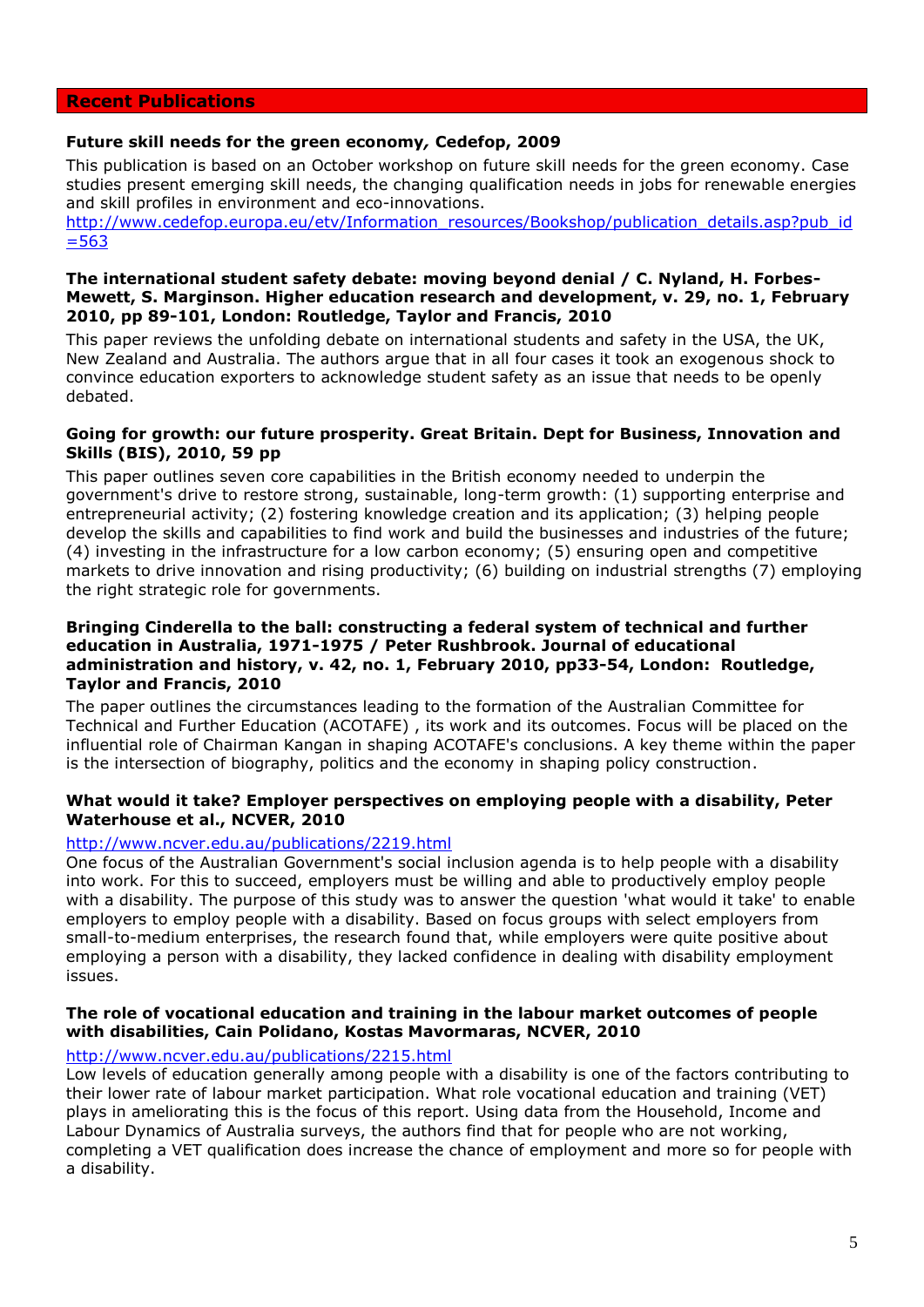## Recent Publications

**Future skill needs for the green economy, Cedefop, 2009**

This publication is based on an October workshop on future skill needs for the green economy. Case studies present emerging skill needs, the changing qualification needs in jobs for renewable energies and skill profiles in environment and eco-innovations.
http://www.cedefop.europa.eu/etv/Information_resources/Bookshop/publication_details.asp?pub_id=563

**The international student safety debate: moving beyond denial / C. Nyland, H. Forbes-Mewett, S. Marginson. Higher education research and development, v. 29, no. 1, February 2010, pp 89-101, London: Routledge, Taylor and Francis, 2010**

This paper reviews the unfolding debate on international students and safety in the USA, the UK, New Zealand and Australia. The authors argue that in all four cases it took an exogenous shock to convince education exporters to acknowledge student safety as an issue that needs to be openly debated.

**Going for growth: our future prosperity. Great Britain. Dept for Business, Innovation and Skills (BIS), 2010, 59 pp**

This paper outlines seven core capabilities in the British economy needed to underpin the government's drive to restore strong, sustainable, long-term growth: (1) supporting enterprise and entrepreneurial activity; (2) fostering knowledge creation and its application; (3) helping people develop the skills and capabilities to find work and build the businesses and industries of the future; (4) investing in the infrastructure for a low carbon economy; (5) ensuring open and competitive markets to drive innovation and rising productivity; (6) building on industrial strengths (7) employing the right strategic role for governments.

**Bringing Cinderella to the ball: constructing a federal system of technical and further education in Australia, 1971-1975 / Peter Rushbrook. Journal of educational administration and history, v. 42, no. 1, February 2010, pp33-54, London: Routledge, Taylor and Francis, 2010**

The paper outlines the circumstances leading to the formation of the Australian Committee for Technical and Further Education (ACOTAFE) , its work and its outcomes. Focus will be placed on the influential role of Chairman Kangan in shaping ACOTAFE's conclusions. A key theme within the paper is the intersection of biography, politics and the economy in shaping policy construction.

**What would it take? Employer perspectives on employing people with a disability, Peter Waterhouse et al., NCVER, 2010**

http://www.ncver.edu.au/publications/2219.html
One focus of the Australian Government's social inclusion agenda is to help people with a disability into work. For this to succeed, employers must be willing and able to productively employ people with a disability. The purpose of this study was to answer the question 'what would it take' to enable employers to employ people with a disability. Based on focus groups with select employers from small-to-medium enterprises, the research found that, while employers were quite positive about employing a person with a disability, they lacked confidence in dealing with disability employment issues.

**The role of vocational education and training in the labour market outcomes of people with disabilities, Cain Polidano, Kostas Mavormaras, NCVER, 2010**

http://www.ncver.edu.au/publications/2215.html
Low levels of education generally among people with a disability is one of the factors contributing to their lower rate of labour market participation. What role vocational education and training (VET) plays in ameliorating this is the focus of this report. Using data from the Household, Income and Labour Dynamics of Australia surveys, the authors find that for people who are not working, completing a VET qualification does increase the chance of employment and more so for people with a disability.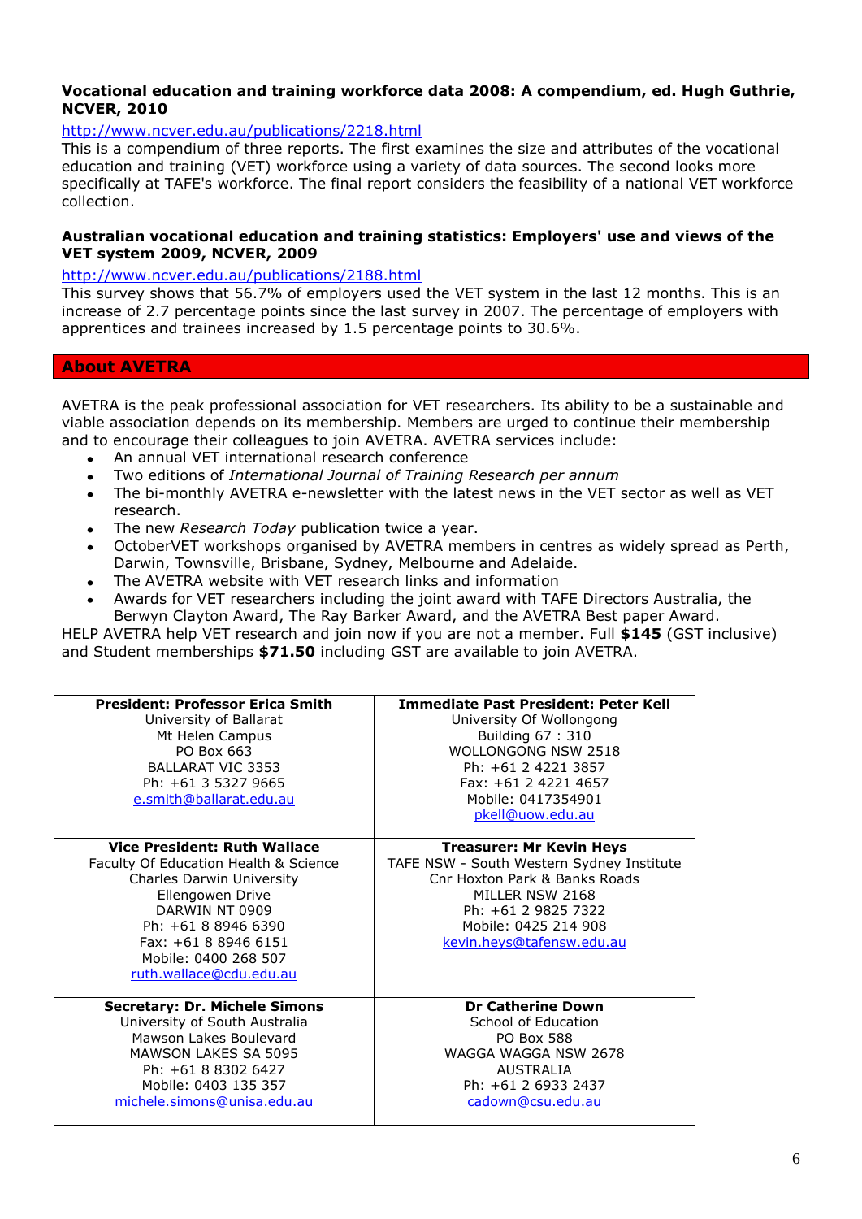**Vocational education and training workforce data 2008: A compendium, ed. Hugh Guthrie, NCVER, 2010**

http://www.ncver.edu.au/publications/2218.html

This is a compendium of three reports. The first examines the size and attributes of the vocational education and training (VET) workforce using a variety of data sources. The second looks more specifically at TAFE's workforce. The final report considers the feasibility of a national VET workforce collection.

**Australian vocational education and training statistics: Employers' use and views of the VET system 2009, NCVER, 2009**

http://www.ncver.edu.au/publications/2188.html

This survey shows that 56.7% of employers used the VET system in the last 12 months. This is an increase of 2.7 percentage points since the last survey in 2007. The percentage of employers with apprentices and trainees increased by 1.5 percentage points to 30.6%.

## About AVETRA

AVETRA is the peak professional association for VET researchers. Its ability to be a sustainable and viable association depends on its membership. Members are urged to continue their membership and to encourage their colleagues to join AVETRA. AVETRA services include:

- An annual VET international research conference
- Two editions of *International Journal of Training Research per annum*
- The bi-monthly AVETRA e-newsletter with the latest news in the VET sector as well as VET research.
- The new *Research Today* publication twice a year.
- OctoberVET workshops organised by AVETRA members in centres as widely spread as Perth, Darwin, Townsville, Brisbane, Sydney, Melbourne and Adelaide.
- The AVETRA website with VET research links and information
- Awards for VET researchers including the joint award with TAFE Directors Australia, the Berwyn Clayton Award, The Ray Barker Award, and the AVETRA Best paper Award.

HELP AVETRA help VET research and join now if you are not a member. Full **$145** (GST inclusive) and Student memberships **$71.50** including GST are available to join AVETRA.

| **President: Professor Erica Smith**<br>University of Ballarat<br>Mt Helen Campus<br>PO Box 663<br>BALLARAT VIC 3353<br>Ph: +61 3 5327 9665<br>e.smith@ballarat.edu.au | **Immediate Past President: Peter Kell**<br>University Of Wollongong<br>Building 67 : 310<br>WOLLONGONG NSW 2518<br>Ph: +61 2 4221 3857<br>Fax: +61 2 4221 4657<br>Mobile: 0417354901<br>pkell@uow.edu.au |
|---|---|
| **Vice President: Ruth Wallace**<br>Faculty Of Education Health & Science<br>Charles Darwin University<br>Ellengowen Drive<br>DARWIN NT 0909<br>Ph: +61 8 8946 6390<br>Fax: +61 8 8946 6151<br>Mobile: 0400 268 507<br>ruth.wallace@cdu.edu.au | **Treasurer: Mr Kevin Heys**<br>TAFE NSW - South Western Sydney Institute<br>Cnr Hoxton Park & Banks Roads<br>MILLER NSW 2168<br>Ph: +61 2 9825 7322<br>Mobile: 0425 214 908<br>kevin.heys@tafensw.edu.au |
| **Secretary: Dr. Michele Simons**<br>University of South Australia<br>Mawson Lakes Boulevard<br>MAWSON LAKES SA 5095<br>Ph: +61 8 8302 6427<br>Mobile: 0403 135 357<br>michele.simons@unisa.edu.au | **Dr Catherine Down**<br>School of Education<br>PO Box 588<br>WAGGA WAGGA NSW 2678<br>AUSTRALIA<br>Ph: +61 2 6933 2437<br>cadown@csu.edu.au |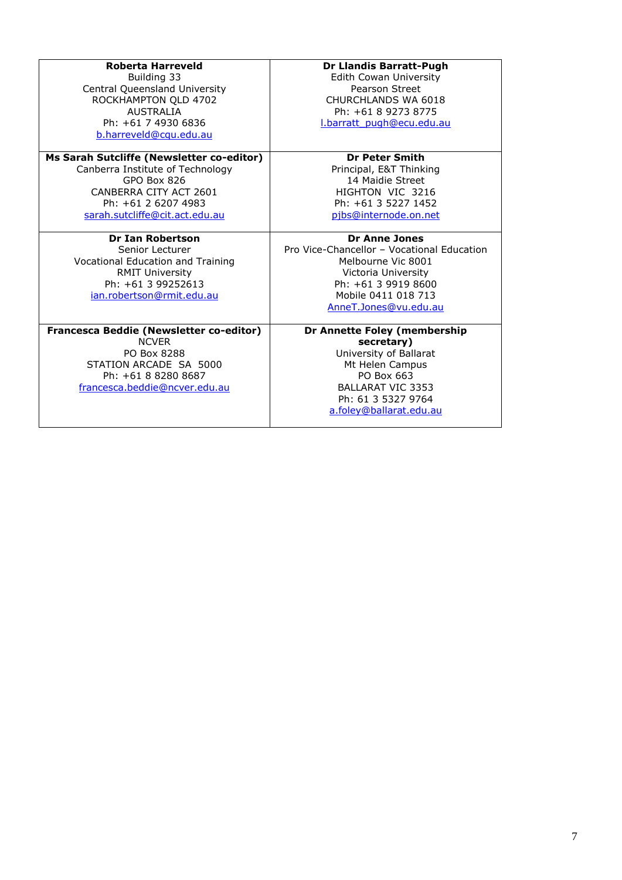| | |
|---|---|
| **Roberta Harreveld**<br>Building 33<br>Central Queensland University<br>ROCKHAMPTON QLD 4702<br>AUSTRALIA<br>Ph: +61 7 4930 6836<br>b.harreveld@cqu.edu.au | **Dr Llandis Barratt-Pugh**<br>Edith Cowan University<br>Pearson Street<br>CHURCHLANDS WA 6018<br>Ph: +61 8 9273 8775<br>l.barratt_pugh@ecu.edu.au |
| **Ms Sarah Sutcliffe (Newsletter co-editor)**<br>Canberra Institute of Technology<br>GPO Box 826<br>CANBERRA CITY ACT 2601<br>Ph: +61 2 6207 4983<br>sarah.sutcliffe@cit.act.edu.au | **Dr Peter Smith**<br>Principal, E&T Thinking<br>14 Maidie Street<br>HIGHTON VIC 3216<br>Ph: +61 3 5227 1452<br>pjbs@internode.on.net |
| **Dr Ian Robertson**<br>Senior Lecturer<br>Vocational Education and Training<br>RMIT University<br>Ph: +61 3 99252613<br>ian.robertson@rmit.edu.au | **Dr Anne Jones**<br>Pro Vice-Chancellor – Vocational Education<br>Melbourne Vic 8001<br>Victoria University<br>Ph: +61 3 9919 8600<br>Mobile 0411 018 713<br>AnneT.Jones@vu.edu.au |
| **Francesca Beddie (Newsletter co-editor)**<br>NCVER<br>PO Box 8288<br>STATION ARCADE SA 5000<br>Ph: +61 8 8280 8687<br>francesca.beddie@ncver.edu.au | **Dr Annette Foley (membership secretary)**<br>University of Ballarat<br>Mt Helen Campus<br>PO Box 663<br>BALLARAT VIC 3353<br>Ph: 61 3 5327 9764<br>a.foley@ballarat.edu.au |